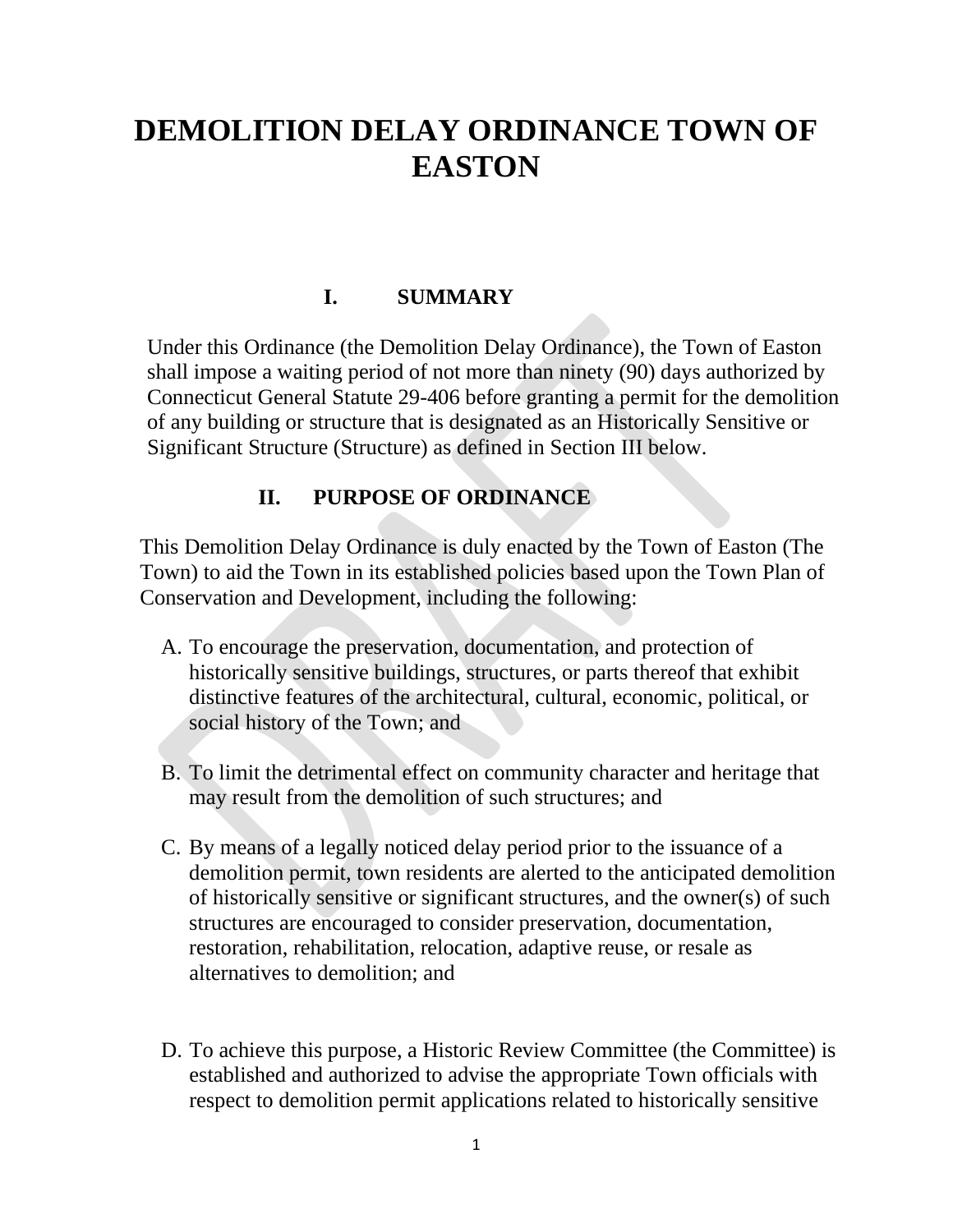# DEMOLITION DELAY ORDINANCE TOWN OF EASTON

## I. SUMMARY

Under this Ordinance (the Demolition Delay Ordinance), the Town of Easton shall impose a waiting period of not more than ninety (90) days authorized by Connecticut General Statute 29-406 before granting a permit for the demolition of any building or structure that is designated as an Historically Sensitive or Significant Structure (Structure) as defined in Section III below.

## II. PURPOSE OF ORDINANCE

This Demolition Delay Ordinance is duly enacted by the Town of Easton (The Town) to aid the Town in its established policies based upon the Town Plan of Conservation and Development, including the following:

A. To encourage the preservation, documentation, and protection of historically sensitive buildings, structures, or parts thereof that exhibit distinctive features of the architectural, cultural, economic, political, or social history of the Town; and

B. To limit the detrimental effect on community character and heritage that may result from the demolition of such structures; and

C. By means of a legally noticed delay period prior to the issuance of a demolition permit, town residents are alerted to the anticipated demolition of historically sensitive or significant structures, and the owner(s) of such structures are encouraged to consider preservation, documentation, restoration, rehabilitation, relocation, adaptive reuse, or resale as alternatives to demolition; and

D. To achieve this purpose, a Historic Review Committee (the Committee) is established and authorized to advise the appropriate Town officials with respect to demolition permit applications related to historically sensitive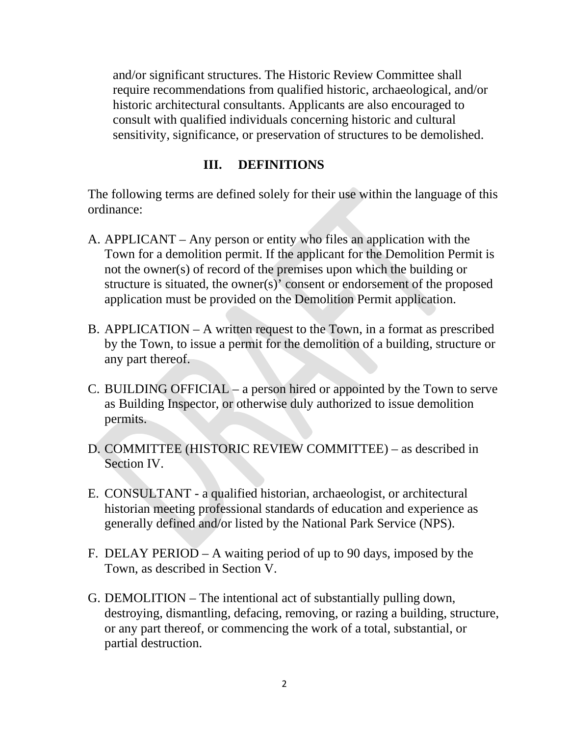and/or significant structures. The Historic Review Committee shall require recommendations from qualified historic, archaeological, and/or historic architectural consultants. Applicants are also encouraged to consult with qualified individuals concerning historic and cultural sensitivity, significance, or preservation of structures to be demolished.

## III. DEFINITIONS

The following terms are defined solely for their use within the language of this ordinance:

A. APPLICANT – Any person or entity who files an application with the Town for a demolition permit. If the applicant for the Demolition Permit is not the owner(s) of record of the premises upon which the building or structure is situated, the owner(s)' consent or endorsement of the proposed application must be provided on the Demolition Permit application.

B. APPLICATION – A written request to the Town, in a format as prescribed by the Town, to issue a permit for the demolition of a building, structure or any part thereof.

C. BUILDING OFFICIAL – a person hired or appointed by the Town to serve as Building Inspector, or otherwise duly authorized to issue demolition permits.

D. COMMITTEE (HISTORIC REVIEW COMMITTEE) – as described in Section IV.

E. CONSULTANT - a qualified historian, archaeologist, or architectural historian meeting professional standards of education and experience as generally defined and/or listed by the National Park Service (NPS).

F. DELAY PERIOD – A waiting period of up to 90 days, imposed by the Town, as described in Section V.

G. DEMOLITION – The intentional act of substantially pulling down, destroying, dismantling, defacing, removing, or razing a building, structure, or any part thereof, or commencing the work of a total, substantial, or partial destruction.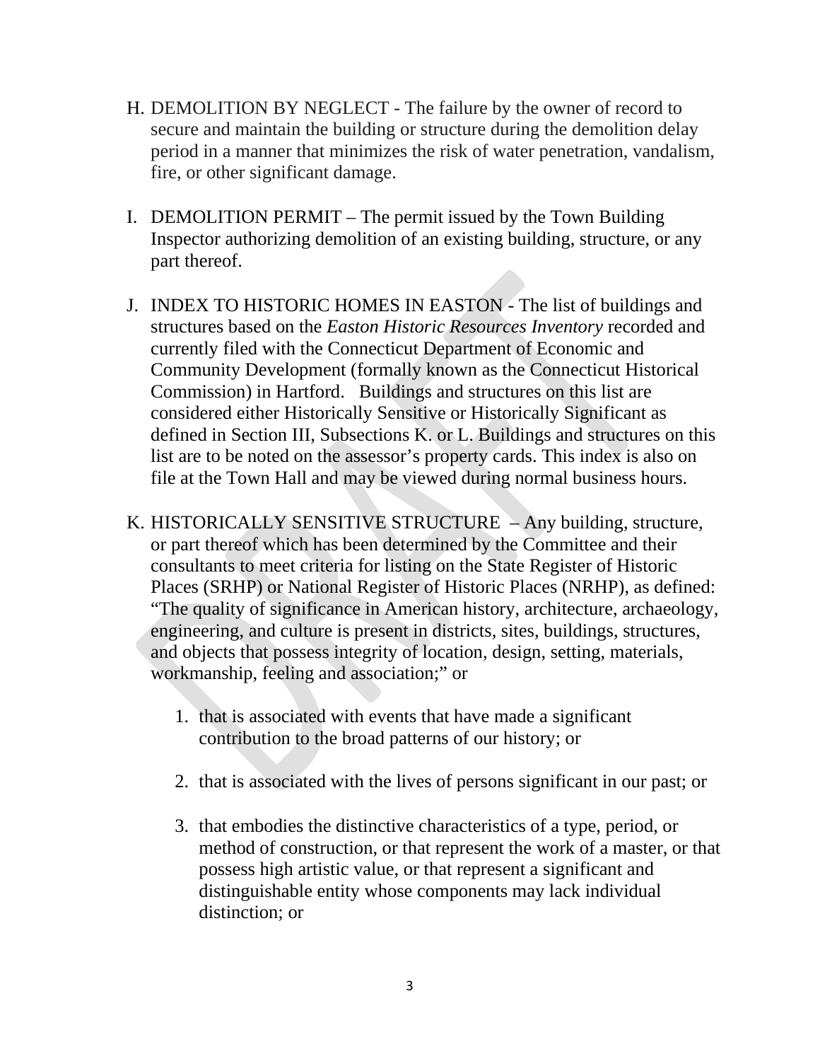H. DEMOLITION BY NEGLECT - The failure by the owner of record to secure and maintain the building or structure during the demolition delay period in a manner that minimizes the risk of water penetration, vandalism, fire, or other significant damage.

I. DEMOLITION PERMIT – The permit issued by the Town Building Inspector authorizing demolition of an existing building, structure, or any part thereof.

J. INDEX TO HISTORIC HOMES IN EASTON - The list of buildings and structures based on the *Easton Historic Resources Inventory* recorded and currently filed with the Connecticut Department of Economic and Community Development (formally known as the Connecticut Historical Commission) in Hartford. Buildings and structures on this list are considered either Historically Sensitive or Historically Significant as defined in Section III, Subsections K. or L. Buildings and structures on this list are to be noted on the assessor's property cards. This index is also on file at the Town Hall and may be viewed during normal business hours.

K. HISTORICALLY SENSITIVE STRUCTURE – Any building, structure, or part thereof which has been determined by the Committee and their consultants to meet criteria for listing on the State Register of Historic Places (SRHP) or National Register of Historic Places (NRHP), as defined: "The quality of significance in American history, architecture, archaeology, engineering, and culture is present in districts, sites, buildings, structures, and objects that possess integrity of location, design, setting, materials, workmanship, feeling and association;" or

   1. that is associated with events that have made a significant contribution to the broad patterns of our history; or

   2. that is associated with the lives of persons significant in our past; or

   3. that embodies the distinctive characteristics of a type, period, or method of construction, or that represent the work of a master, or that possess high artistic value, or that represent a significant and distinguishable entity whose components may lack individual distinction; or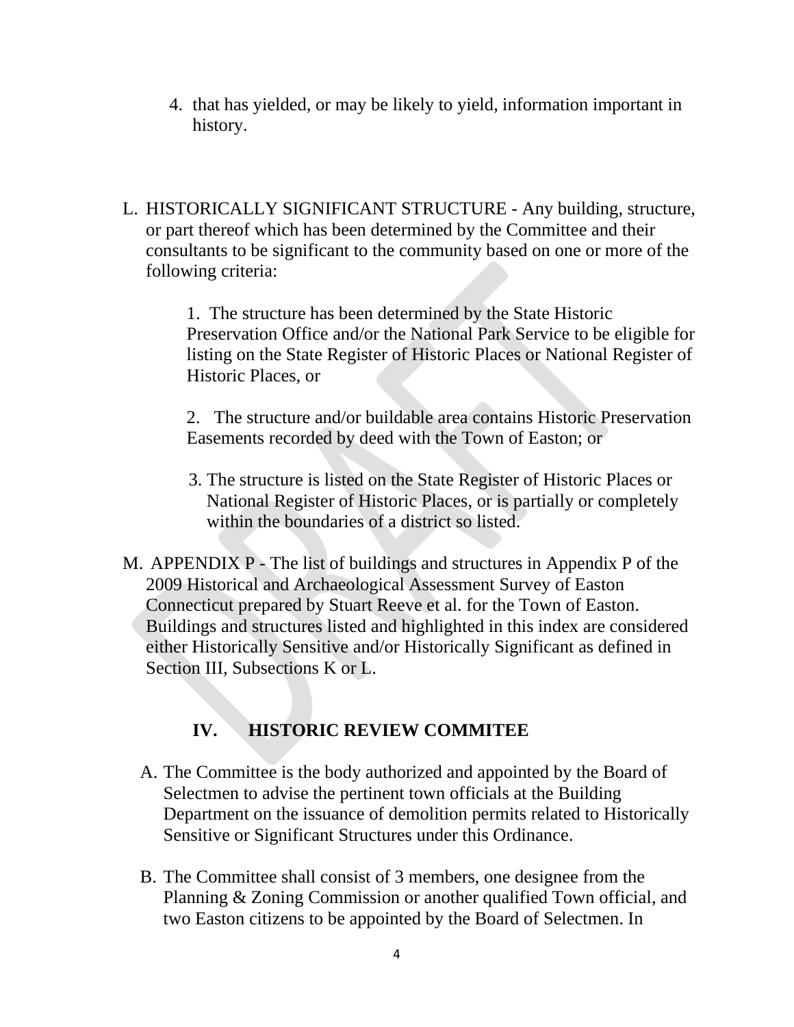4. that has yielded, or may be likely to yield, information important in history.

L. HISTORICALLY SIGNIFICANT STRUCTURE - Any building, structure, or part thereof which has been determined by the Committee and their consultants to be significant to the community based on one or more of the following criteria:

   1. The structure has been determined by the State Historic Preservation Office and/or the National Park Service to be eligible for listing on the State Register of Historic Places or National Register of Historic Places, or

   2. The structure and/or buildable area contains Historic Preservation Easements recorded by deed with the Town of Easton; or

   3. The structure is listed on the State Register of Historic Places or National Register of Historic Places, or is partially or completely within the boundaries of a district so listed.

M. APPENDIX P - The list of buildings and structures in Appendix P of the 2009 Historical and Archaeological Assessment Survey of Easton Connecticut prepared by Stuart Reeve et al. for the Town of Easton. Buildings and structures listed and highlighted in this index are considered either Historically Sensitive and/or Historically Significant as defined in Section III, Subsections K or L.

## IV. HISTORIC REVIEW COMMITEE

A. The Committee is the body authorized and appointed by the Board of Selectmen to advise the pertinent town officials at the Building Department on the issuance of demolition permits related to Historically Sensitive or Significant Structures under this Ordinance.

B. The Committee shall consist of 3 members, one designee from the Planning & Zoning Commission or another qualified Town official, and two Easton citizens to be appointed by the Board of Selectmen. In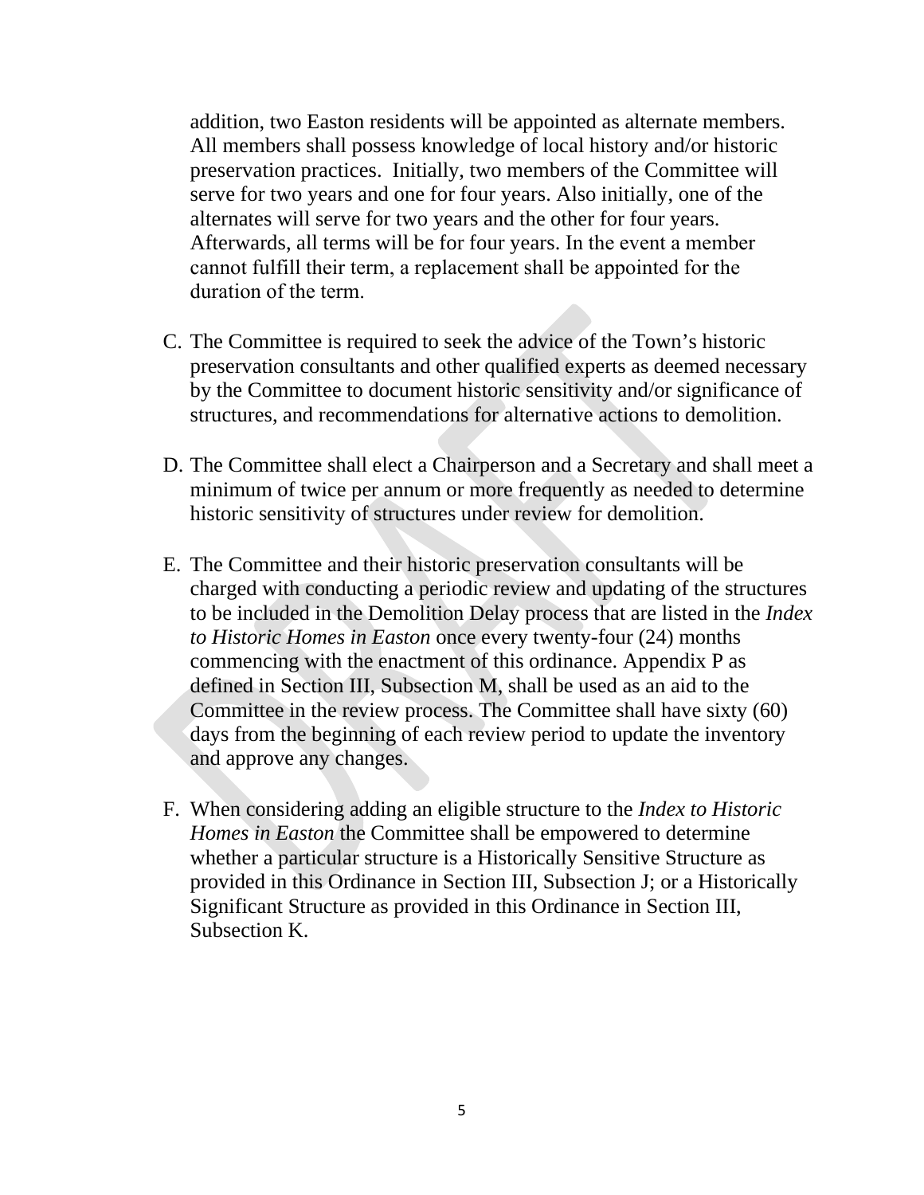addition, two Easton residents will be appointed as alternate members. All members shall possess knowledge of local history and/or historic preservation practices. Initially, two members of the Committee will serve for two years and one for four years. Also initially, one of the alternates will serve for two years and the other for four years. Afterwards, all terms will be for four years. In the event a member cannot fulfill their term, a replacement shall be appointed for the duration of the term.

C. The Committee is required to seek the advice of the Town's historic preservation consultants and other qualified experts as deemed necessary by the Committee to document historic sensitivity and/or significance of structures, and recommendations for alternative actions to demolition.

D. The Committee shall elect a Chairperson and a Secretary and shall meet a minimum of twice per annum or more frequently as needed to determine historic sensitivity of structures under review for demolition.

E. The Committee and their historic preservation consultants will be charged with conducting a periodic review and updating of the structures to be included in the Demolition Delay process that are listed in the *Index to Historic Homes in Easton* once every twenty-four (24) months commencing with the enactment of this ordinance. Appendix P as defined in Section III, Subsection M, shall be used as an aid to the Committee in the review process. The Committee shall have sixty (60) days from the beginning of each review period to update the inventory and approve any changes.

F. When considering adding an eligible structure to the *Index to Historic Homes in Easton* the Committee shall be empowered to determine whether a particular structure is a Historically Sensitive Structure as provided in this Ordinance in Section III, Subsection J; or a Historically Significant Structure as provided in this Ordinance in Section III, Subsection K.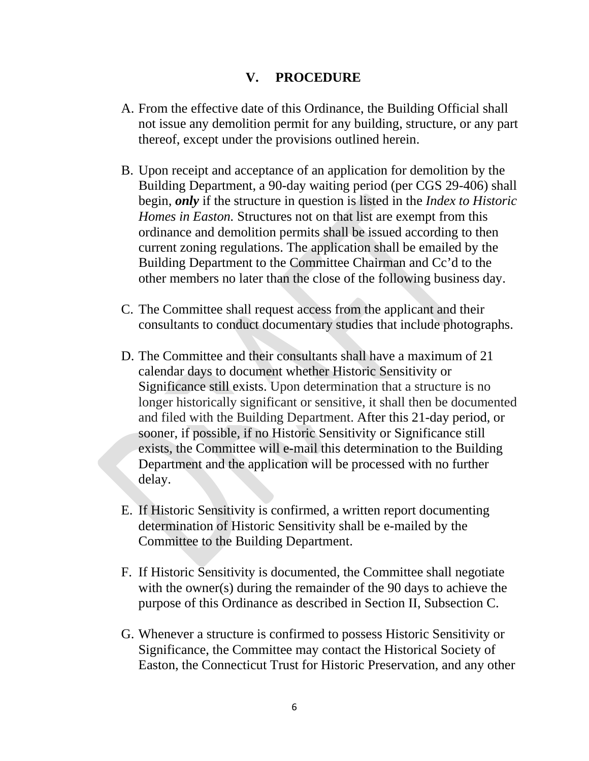## V. PROCEDURE

A. From the effective date of this Ordinance, the Building Official shall not issue any demolition permit for any building, structure, or any part thereof, except under the provisions outlined herein.

B. Upon receipt and acceptance of an application for demolition by the Building Department, a 90-day waiting period (per CGS 29-406) shall begin, ***only*** if the structure in question is listed in the *Index to Historic Homes in Easton.* Structures not on that list are exempt from this ordinance and demolition permits shall be issued according to then current zoning regulations. The application shall be emailed by the Building Department to the Committee Chairman and Cc'd to the other members no later than the close of the following business day.

C. The Committee shall request access from the applicant and their consultants to conduct documentary studies that include photographs.

D. The Committee and their consultants shall have a maximum of 21 calendar days to document whether Historic Sensitivity or Significance still exists. Upon determination that a structure is no longer historically significant or sensitive, it shall then be documented and filed with the Building Department. After this 21-day period, or sooner, if possible, if no Historic Sensitivity or Significance still exists, the Committee will e-mail this determination to the Building Department and the application will be processed with no further delay.

E. If Historic Sensitivity is confirmed, a written report documenting determination of Historic Sensitivity shall be e-mailed by the Committee to the Building Department.

F. If Historic Sensitivity is documented, the Committee shall negotiate with the owner(s) during the remainder of the 90 days to achieve the purpose of this Ordinance as described in Section II, Subsection C.

G. Whenever a structure is confirmed to possess Historic Sensitivity or Significance, the Committee may contact the Historical Society of Easton, the Connecticut Trust for Historic Preservation, and any other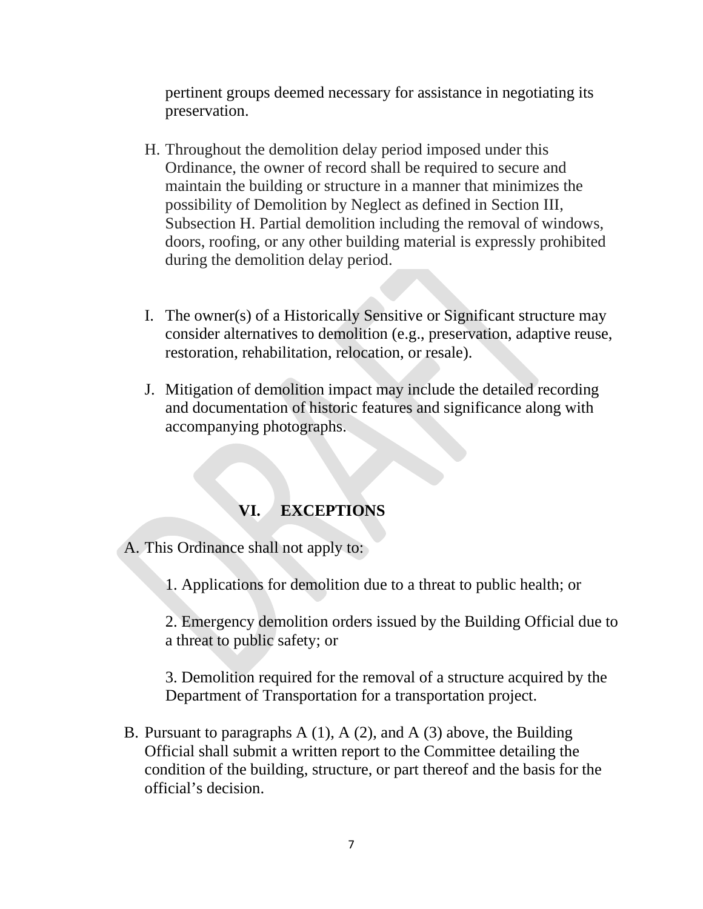pertinent groups deemed necessary for assistance in negotiating its preservation.

H. Throughout the demolition delay period imposed under this Ordinance, the owner of record shall be required to secure and maintain the building or structure in a manner that minimizes the possibility of Demolition by Neglect as defined in Section III, Subsection H. Partial demolition including the removal of windows, doors, roofing, or any other building material is expressly prohibited during the demolition delay period.

I. The owner(s) of a Historically Sensitive or Significant structure may consider alternatives to demolition (e.g., preservation, adaptive reuse, restoration, rehabilitation, relocation, or resale).

J. Mitigation of demolition impact may include the detailed recording and documentation of historic features and significance along with accompanying photographs.

## VI. EXCEPTIONS

A. This Ordinance shall not apply to:

1. Applications for demolition due to a threat to public health; or

2. Emergency demolition orders issued by the Building Official due to a threat to public safety; or

3. Demolition required for the removal of a structure acquired by the Department of Transportation for a transportation project.

B. Pursuant to paragraphs A (1), A (2), and A (3) above, the Building Official shall submit a written report to the Committee detailing the condition of the building, structure, or part thereof and the basis for the official's decision.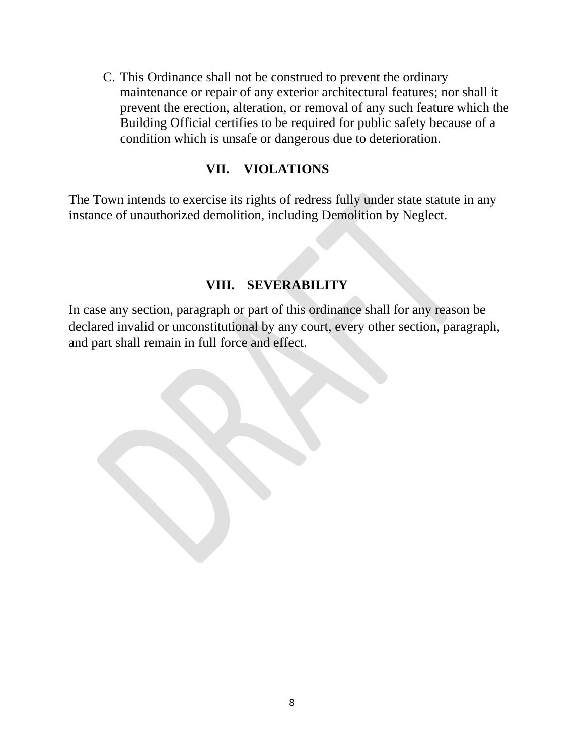C. This Ordinance shall not be construed to prevent the ordinary maintenance or repair of any exterior architectural features; nor shall it prevent the erection, alteration, or removal of any such feature which the Building Official certifies to be required for public safety because of a condition which is unsafe or dangerous due to deterioration.

## VII. VIOLATIONS

The Town intends to exercise its rights of redress fully under state statute in any instance of unauthorized demolition, including Demolition by Neglect.

## VIII. SEVERABILITY

In case any section, paragraph or part of this ordinance shall for any reason be declared invalid or unconstitutional by any court, every other section, paragraph, and part shall remain in full force and effect.